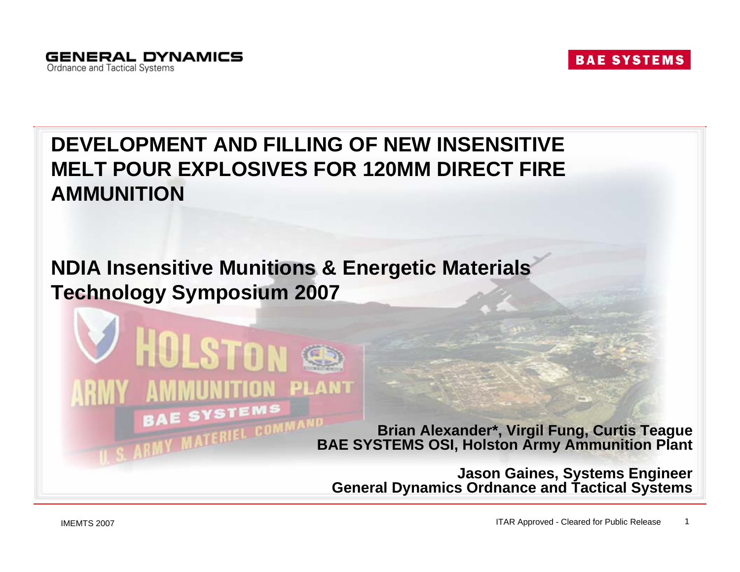GENERAL DYNAMICS
Ordnance and Tactical Systems

BAE SYSTEMS

# DEVELOPMENT AND FILLING OF NEW INSENSITIVE MELT POUR EXPLOSIVES FOR 120MM DIRECT FIRE AMMUNITION

## NDIA Insensitive Munitions & Energetic Materials Technology Symposium 2007

**Brian Alexander*, Virgil Fung, Curtis Teague**
**BAE SYSTEMS OSI, Holston Army Ammunition Plant**

**Jason Gaines, Systems Engineer**
**General Dynamics Ordnance and Tactical Systems**

ITAR Approved - Cleared for Public Release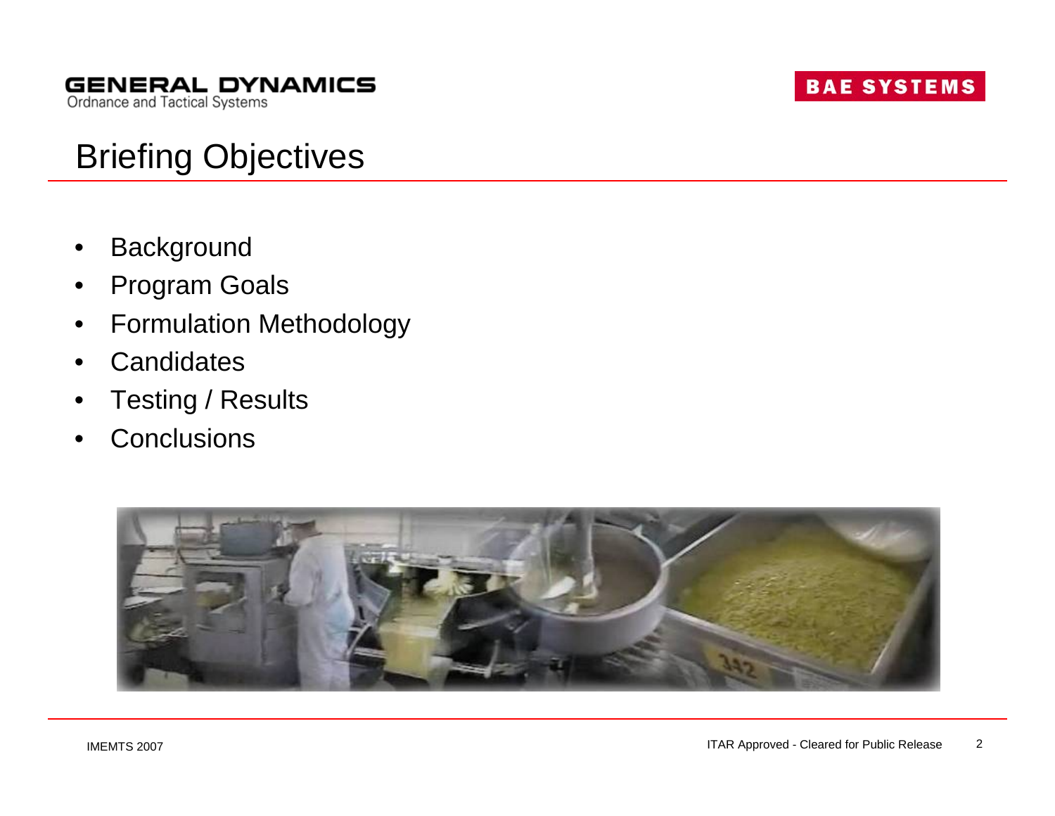# Briefing Objectives

- Background
- Program Goals
- Formulation Methodology
- Candidates
- Testing / Results
- Conclusions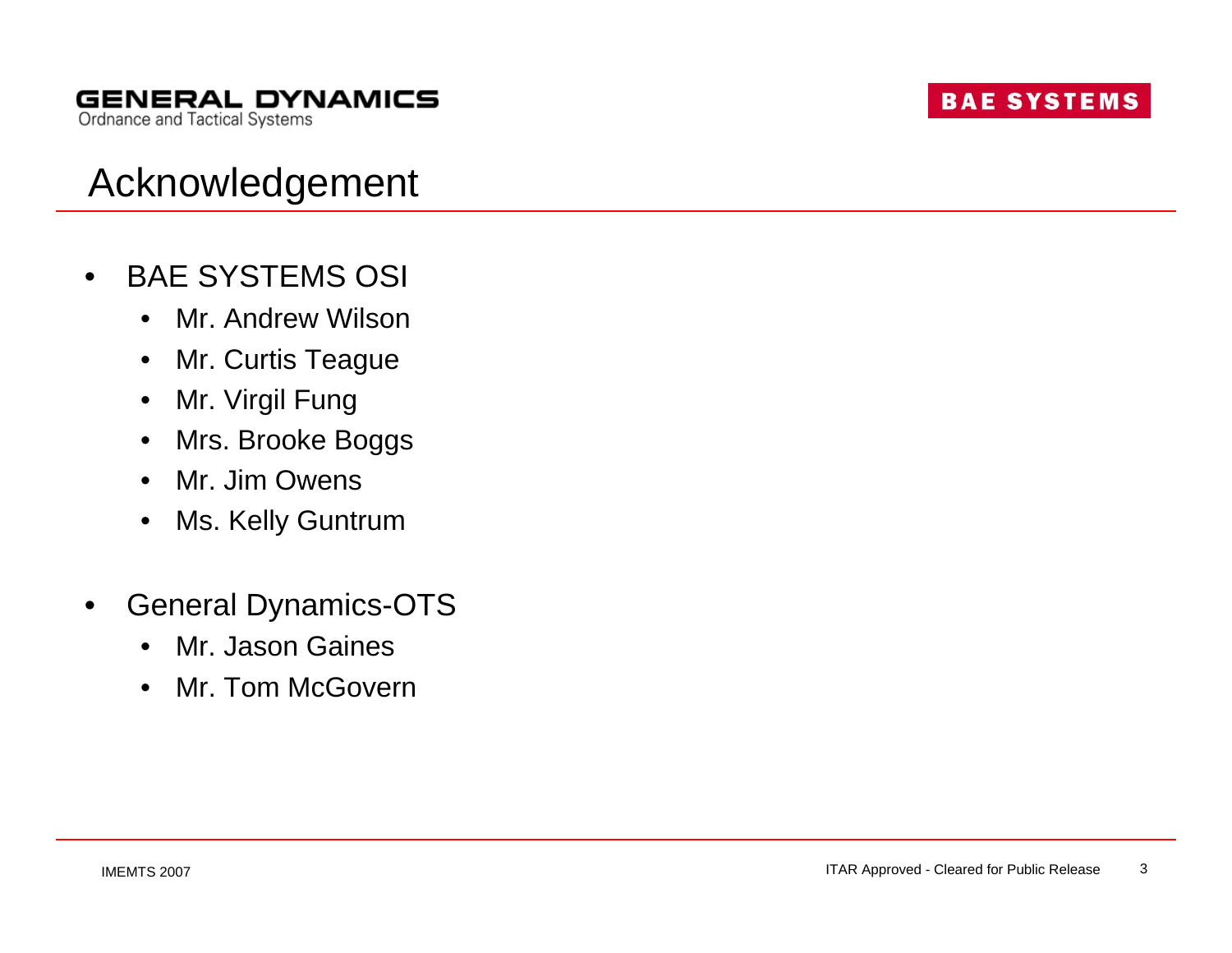# Acknowledgement

- BAE SYSTEMS OSI
  - Mr. Andrew Wilson
  - Mr. Curtis Teague
  - Mr. Virgil Fung
  - Mrs. Brooke Boggs
  - Mr. Jim Owens
  - Ms. Kelly Guntrum

- General Dynamics-OTS
  - Mr. Jason Gaines
  - Mr. Tom McGovern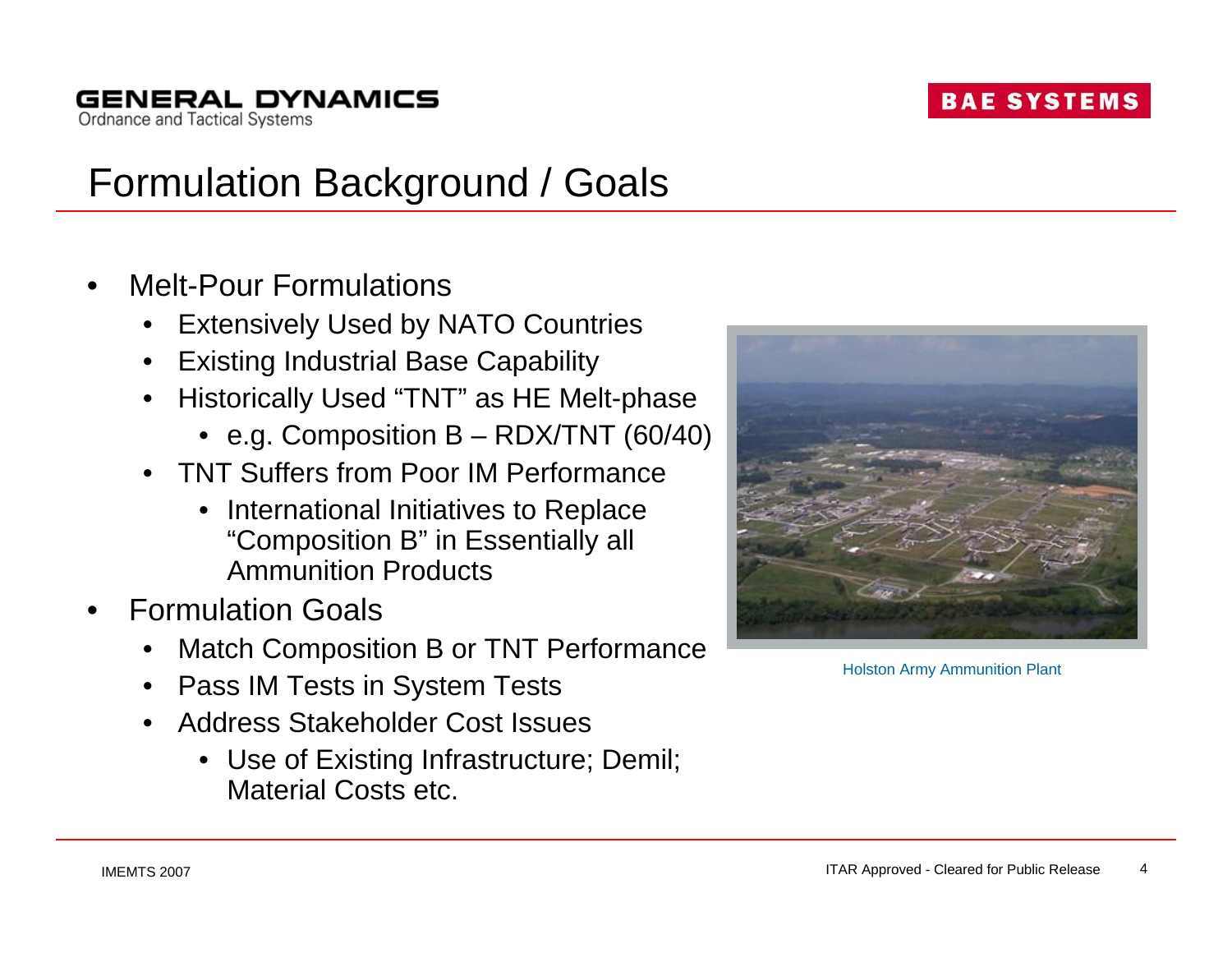# Formulation Background / Goals

- Melt-Pour Formulations
  - Extensively Used by NATO Countries
  - Existing Industrial Base Capability
  - Historically Used “TNT” as HE Melt-phase
    - e.g. Composition B – RDX/TNT (60/40)
  - TNT Suffers from Poor IM Performance
    - International Initiatives to Replace “Composition B” in Essentially all Ammunition Products
- Formulation Goals
  - Match Composition B or TNT Performance
  - Pass IM Tests in System Tests
  - Address Stakeholder Cost Issues
    - Use of Existing Infrastructure; Demil; Material Costs etc.

Holston Army Ammunition Plant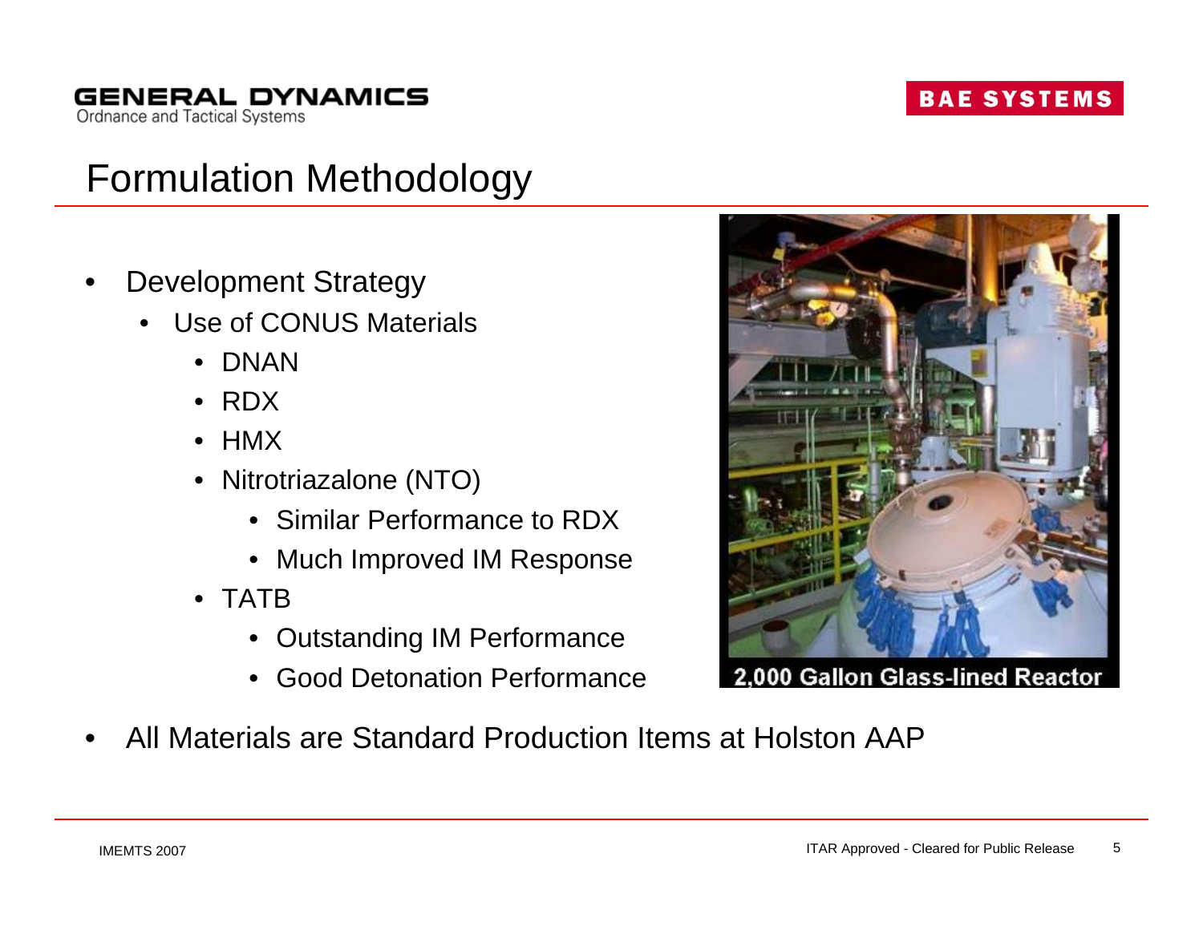# Formulation Methodology

- Development Strategy
  - Use of CONUS Materials
    - DNAN
    - RDX
    - HMX
    - Nitrotriazalone (NTO)
      - Similar Performance to RDX
      - Much Improved IM Response
    - TATB
      - Outstanding IM Performance
      - Good Detonation Performance

2,000 Gallon Glass-lined Reactor

- All Materials are Standard Production Items at Holston AAP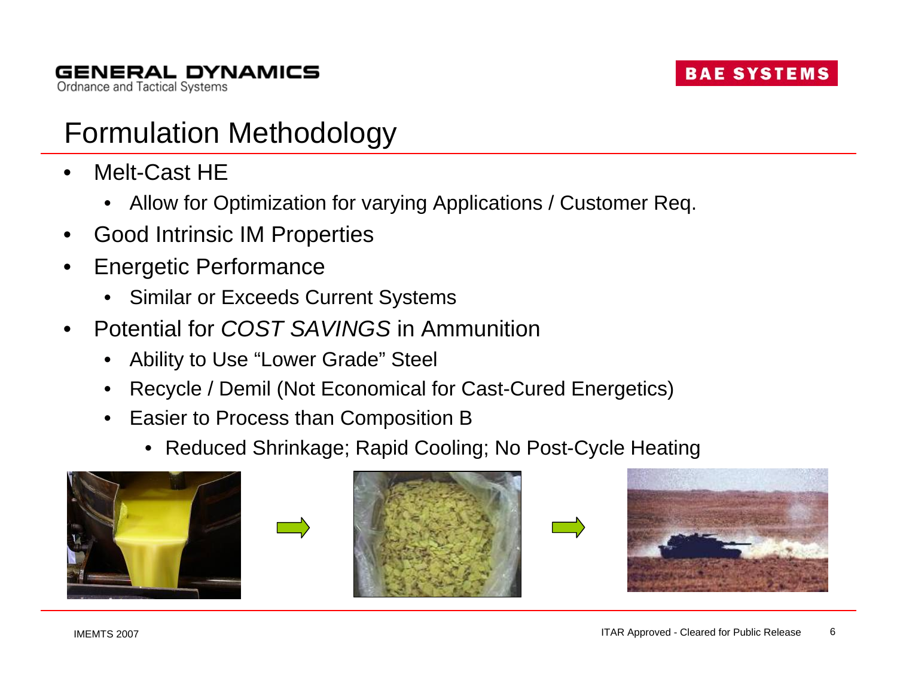# Formulation Methodology

- Melt-Cast HE
  - Allow for Optimization for varying Applications / Customer Req.
- Good Intrinsic IM Properties
- Energetic Performance
  - Similar or Exceeds Current Systems
- Potential for *COST SAVINGS* in Ammunition
  - Ability to Use "Lower Grade" Steel
  - Recycle / Demil (Not Economical for Cast-Cured Energetics)
  - Easier to Process than Composition B
    - Reduced Shrinkage; Rapid Cooling; No Post-Cycle Heating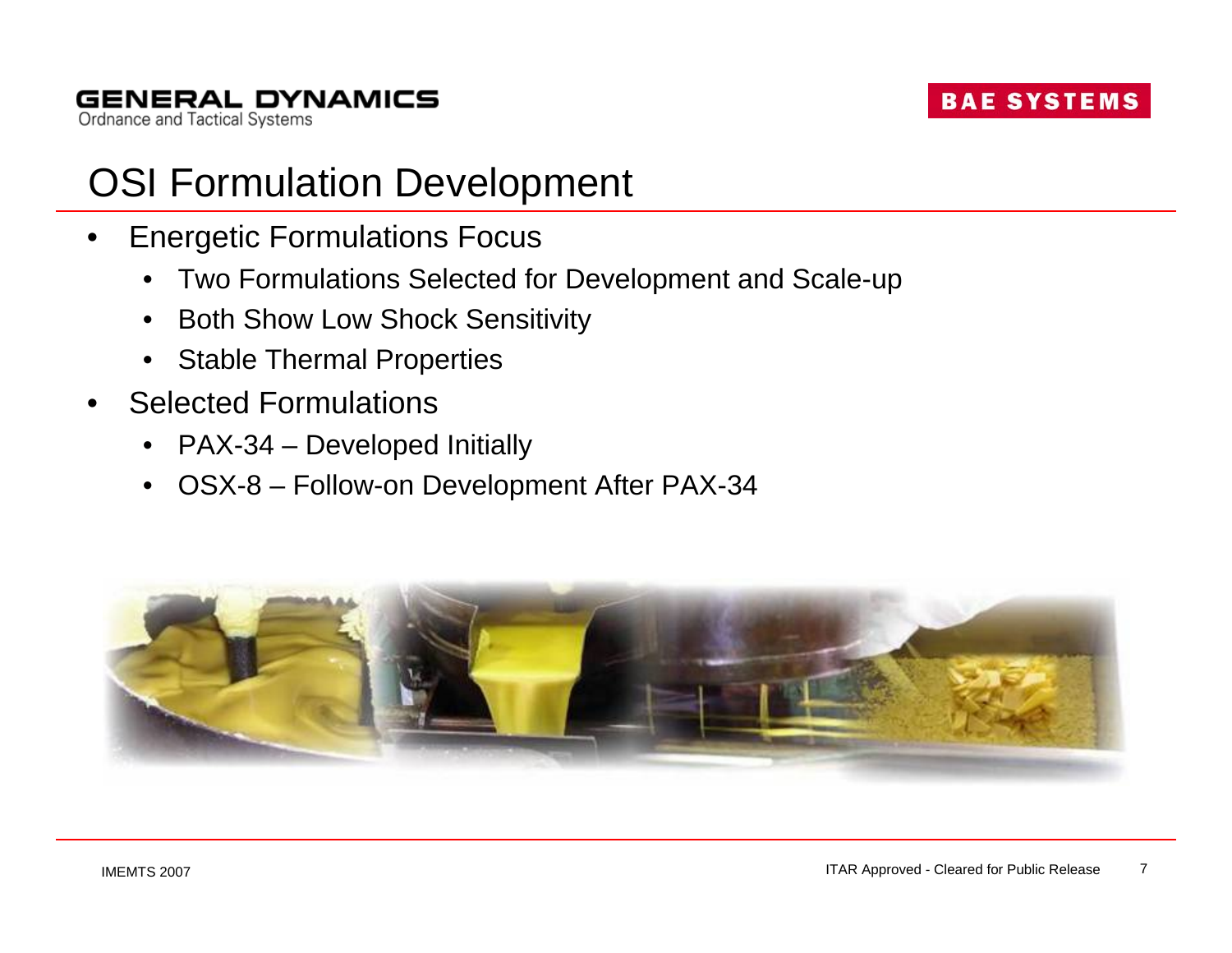# OSI Formulation Development

- Energetic Formulations Focus
  - Two Formulations Selected for Development and Scale-up
  - Both Show Low Shock Sensitivity
  - Stable Thermal Properties
- Selected Formulations
  - PAX-34 – Developed Initially
  - OSX-8 – Follow-on Development After PAX-34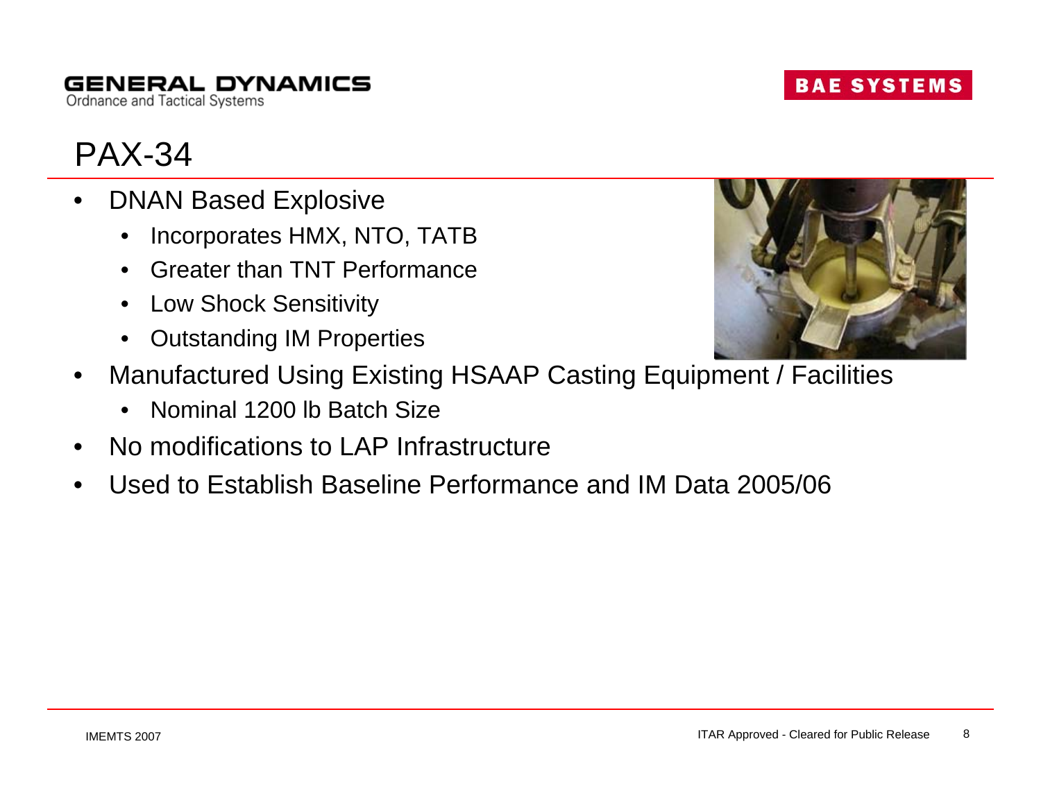# PAX-34

- DNAN Based Explosive
  - Incorporates HMX, NTO, TATB
  - Greater than TNT Performance
  - Low Shock Sensitivity
  - Outstanding IM Properties
- Manufactured Using Existing HSAAP Casting Equipment / Facilities
  - Nominal 1200 lb Batch Size
- No modifications to LAP Infrastructure
- Used to Establish Baseline Performance and IM Data 2005/06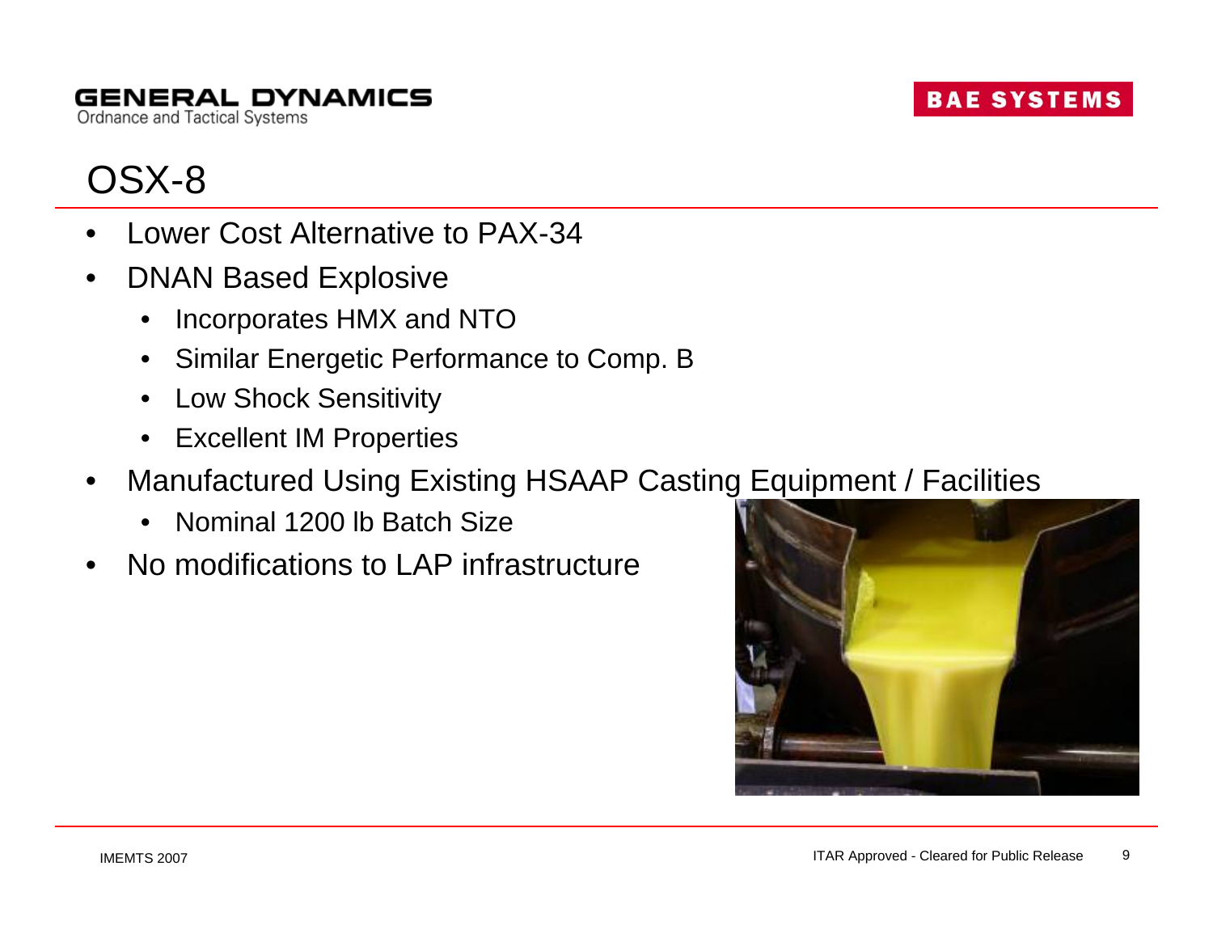# OSX-8

- Lower Cost Alternative to PAX-34
- DNAN Based Explosive
  - Incorporates HMX and NTO
  - Similar Energetic Performance to Comp. B
  - Low Shock Sensitivity
  - Excellent IM Properties
- Manufactured Using Existing HSAAP Casting Equipment / Facilities
  - Nominal 1200 lb Batch Size
- No modifications to LAP infrastructure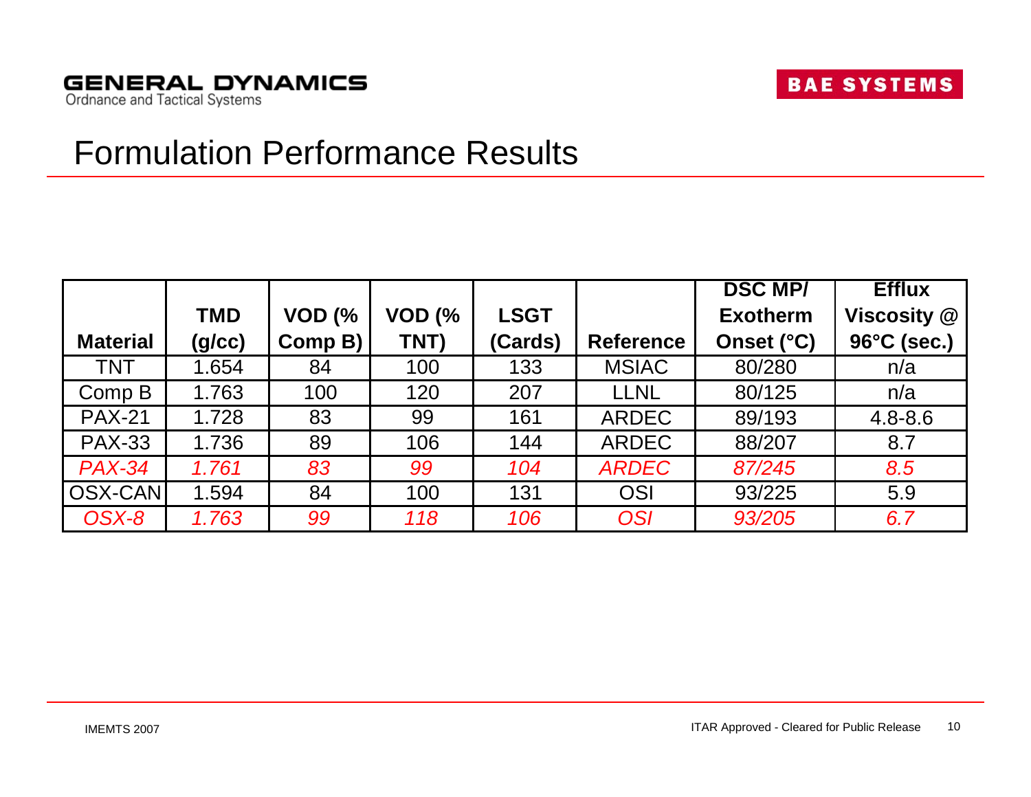# Formulation Performance Results

| Material | TMD (g/cc) | VOD (% Comp B) | VOD (% TNT) | LSGT (Cards) | Reference | DSC MP/ Exotherm Onset (°C) | Efflux Viscosity @ 96°C (sec.) |
|---|---|---|---|---|---|---|---|
| TNT | 1.654 | 84 | 100 | 133 | MSIAC | 80/280 | n/a |
| Comp B | 1.763 | 100 | 120 | 207 | LLNL | 80/125 | n/a |
| PAX-21 | 1.728 | 83 | 99 | 161 | ARDEC | 89/193 | 4.8-8.6 |
| PAX-33 | 1.736 | 89 | 106 | 144 | ARDEC | 88/207 | 8.7 |
| *PAX-34* | *1.761* | *83* | *99* | *104* | *ARDEC* | *87/245* | *8.5* |
| OSX-CAN | 1.594 | 84 | 100 | 131 | OSI | 93/225 | 5.9 |
| *OSX-8* | *1.763* | *99* | *118* | *106* | *OSI* | *93/205* | *6.7* |

IMEMTS 2007

ITAR Approved - Cleared for Public Release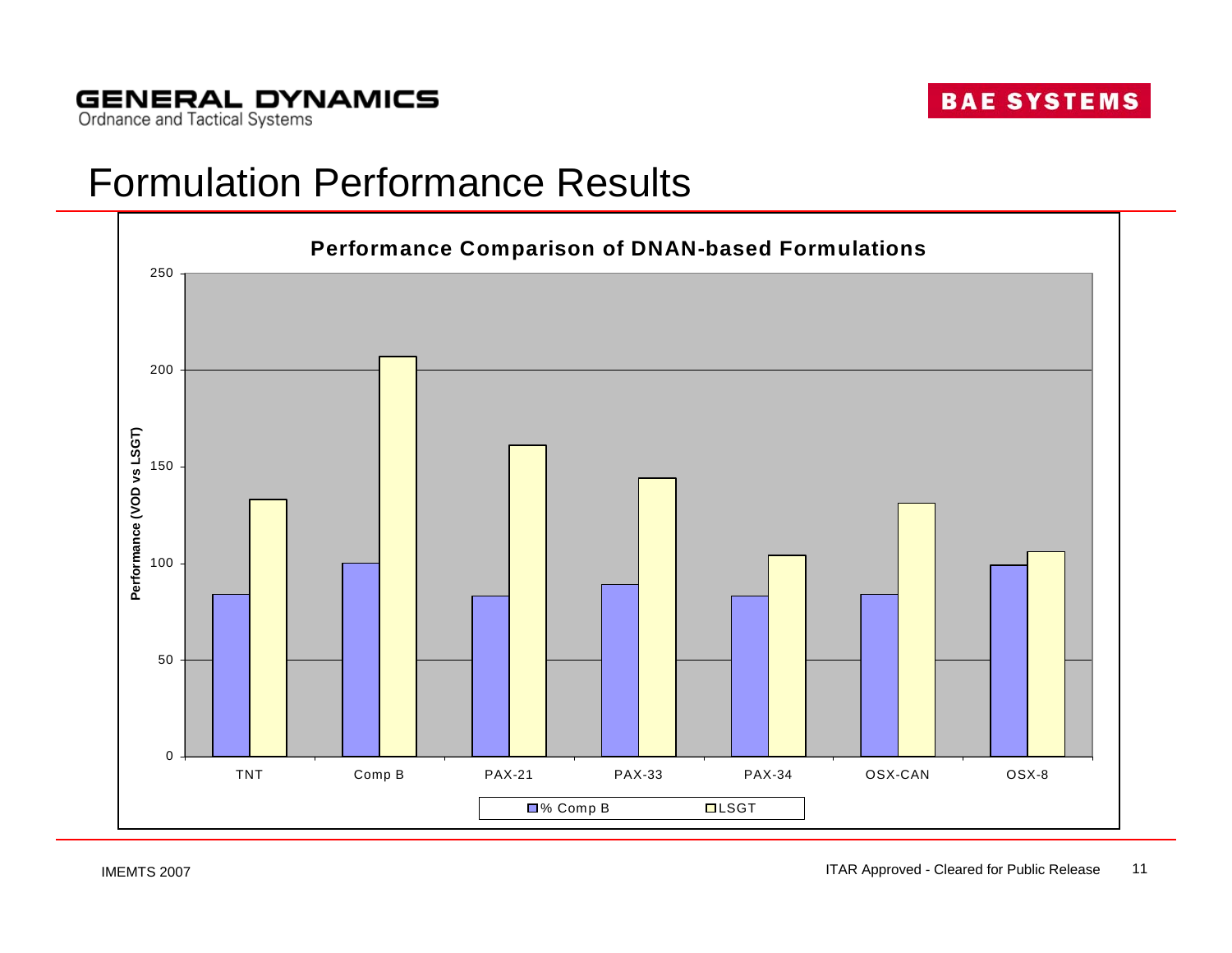# Formulation Performance Results

**Performance Comparison of DNAN-based Formulations**

Performance (VOD vs LSGT)

| | % Comp B | LSGT |
|---|---|---|
| TNT | 84 | 133 |
| Comp B | 100 | 207 |
| PAX-21 | 83 | 161 |
| PAX-33 | 89 | 144 |
| PAX-34 | 83 | 104 |
| OSX-CAN | 84 | 131 |
| OSX-8 | 99 | 106 |

IMEMTS 2007

ITAR Approved - Cleared for Public Release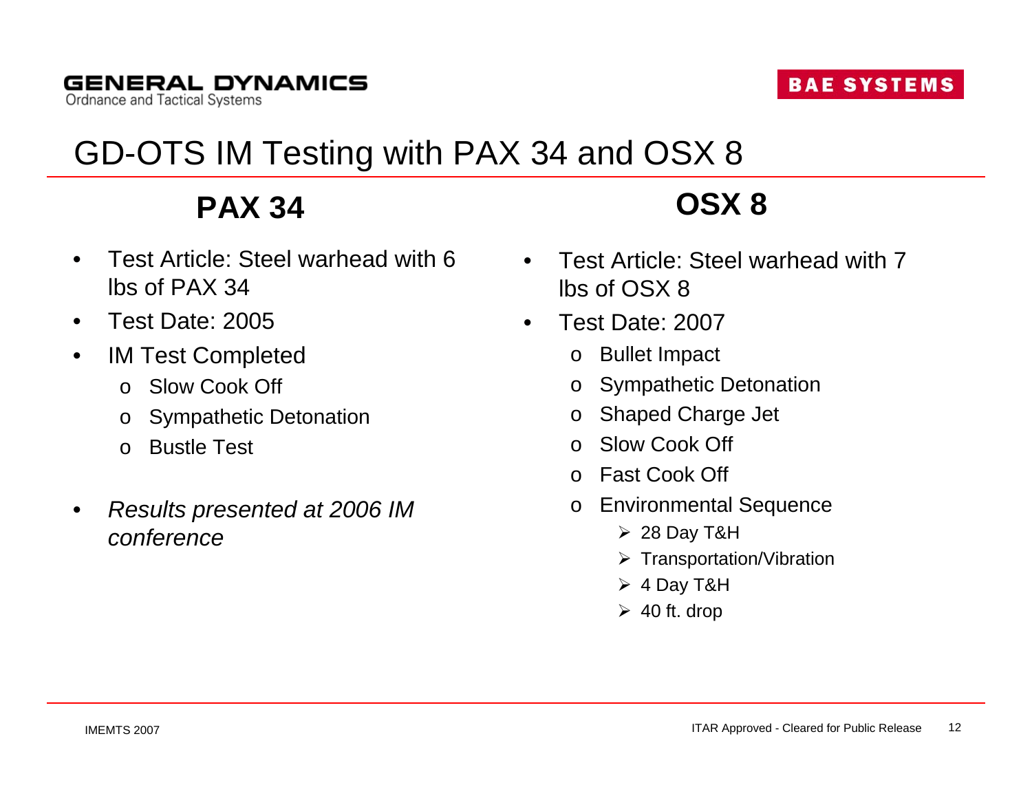# GD-OTS IM Testing with PAX 34 and OSX 8

## PAX 34

- Test Article: Steel warhead with 6 lbs of PAX 34
- Test Date: 2005
- IM Test Completed
  - Slow Cook Off
  - Sympathetic Detonation
  - Bustle Test
- *Results presented at 2006 IM conference*

## OSX 8

- Test Article: Steel warhead with 7 lbs of OSX 8
- Test Date: 2007
  - Bullet Impact
  - Sympathetic Detonation
  - Shaped Charge Jet
  - Slow Cook Off
  - Fast Cook Off
  - Environmental Sequence
    - 28 Day T&H
    - Transportation/Vibration
    - 4 Day T&H
    - 40 ft. drop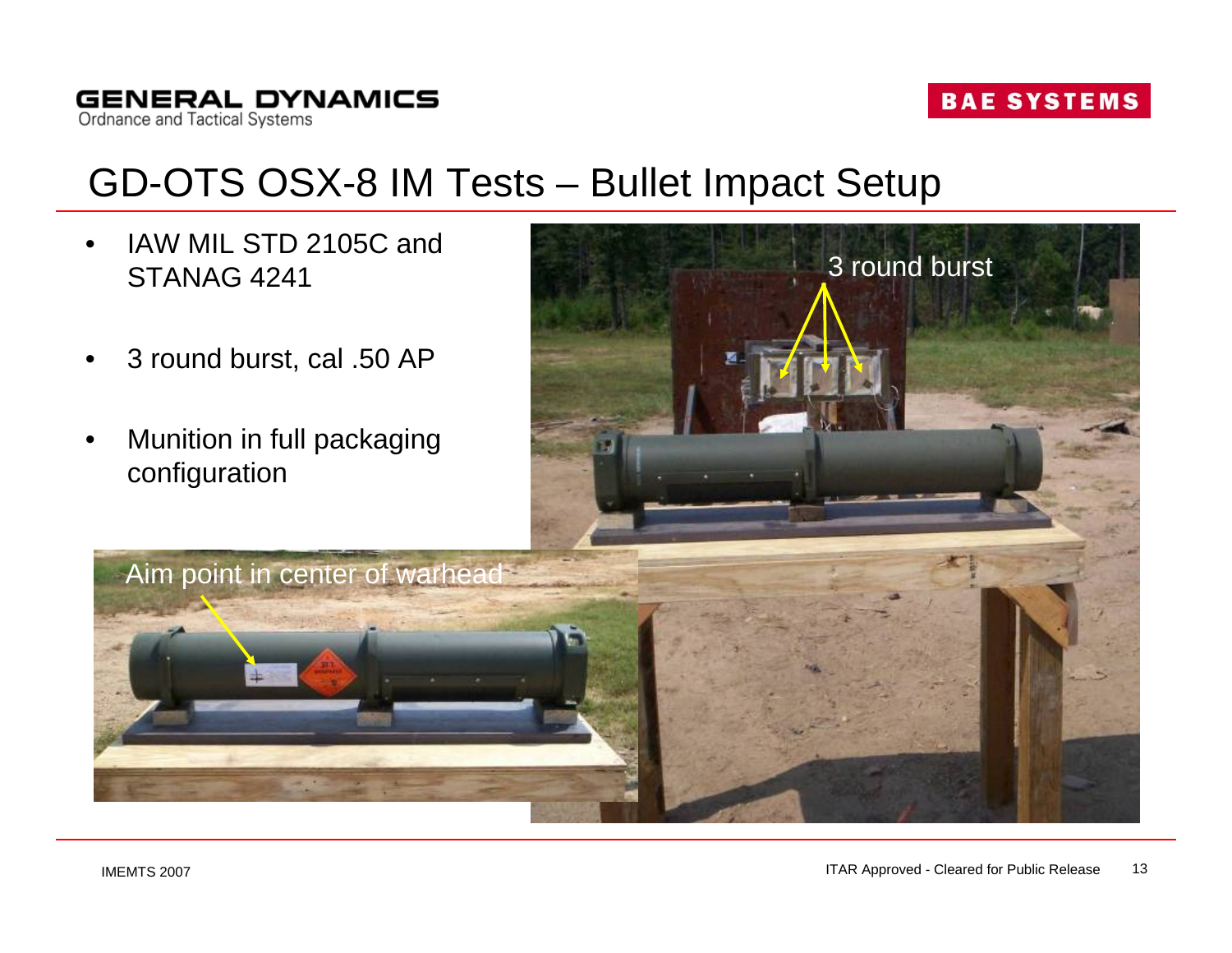# GD-OTS OSX-8 IM Tests – Bullet Impact Setup

- IAW MIL STD 2105C and STANAG 4241
- 3 round burst, cal .50 AP
- Munition in full packaging configuration

3 round burst

Aim point in center of warhead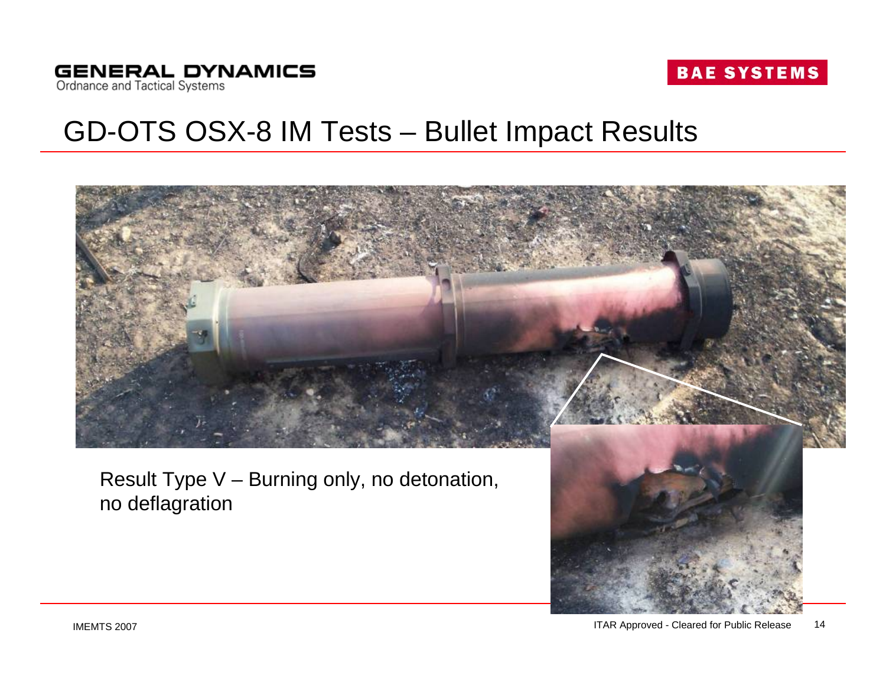# GD-OTS OSX-8 IM Tests – Bullet Impact Results

Result Type V – Burning only, no detonation, no deflagration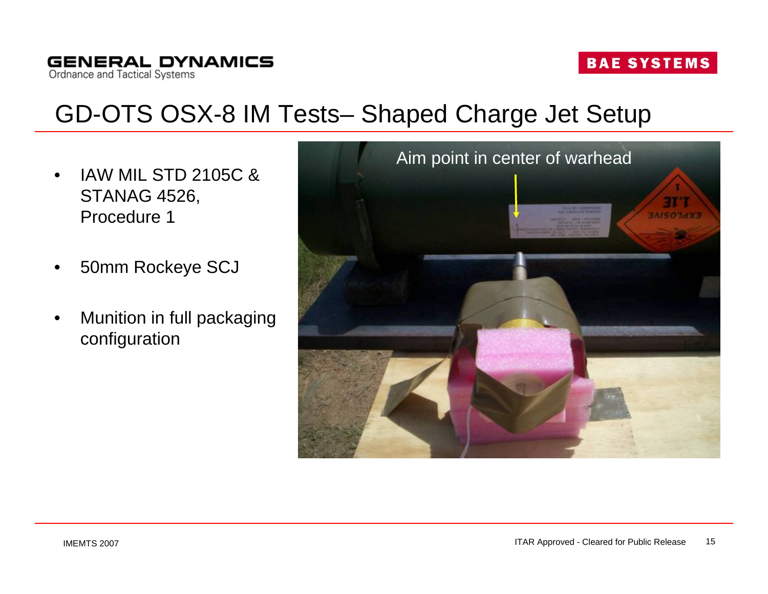# GD-OTS OSX-8 IM Tests– Shaped Charge Jet Setup

- IAW MIL STD 2105C & STANAG 4526, Procedure 1
- 50mm Rockeye SCJ
- Munition in full packaging configuration

Aim point in center of warhead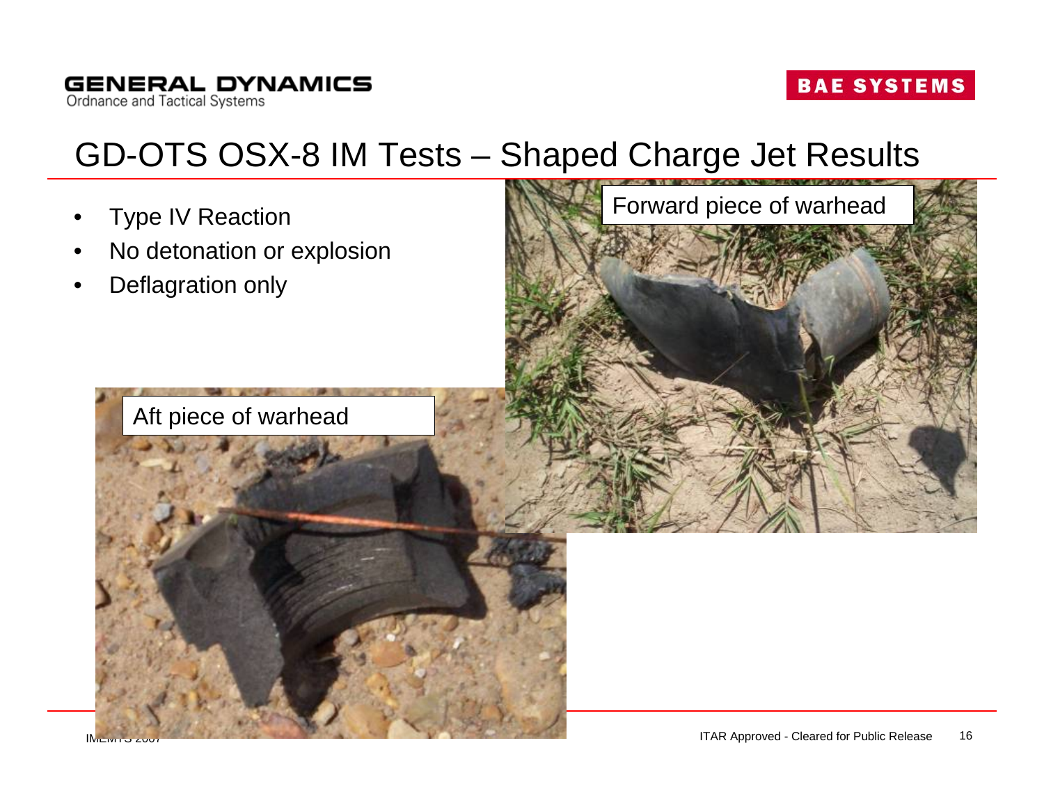# GD-OTS OSX-8 IM Tests – Shaped Charge Jet Results

- Type IV Reaction
- No detonation or explosion
- Deflagration only

Forward piece of warhead

Aft piece of warhead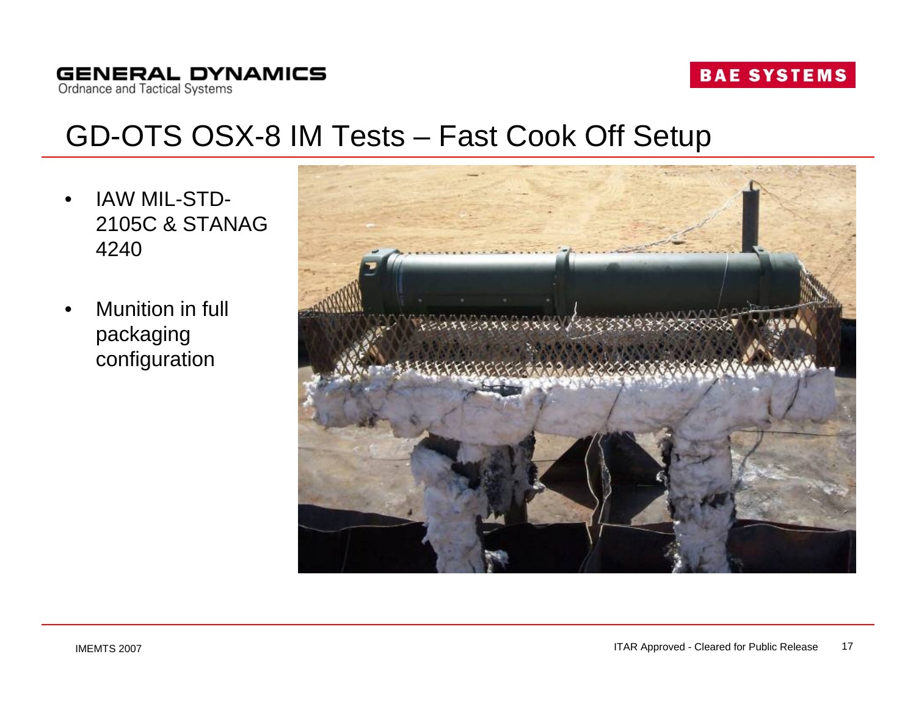# GD-OTS OSX-8 IM Tests – Fast Cook Off Setup

- IAW MIL-STD-2105C & STANAG 4240
- Munition in full packaging configuration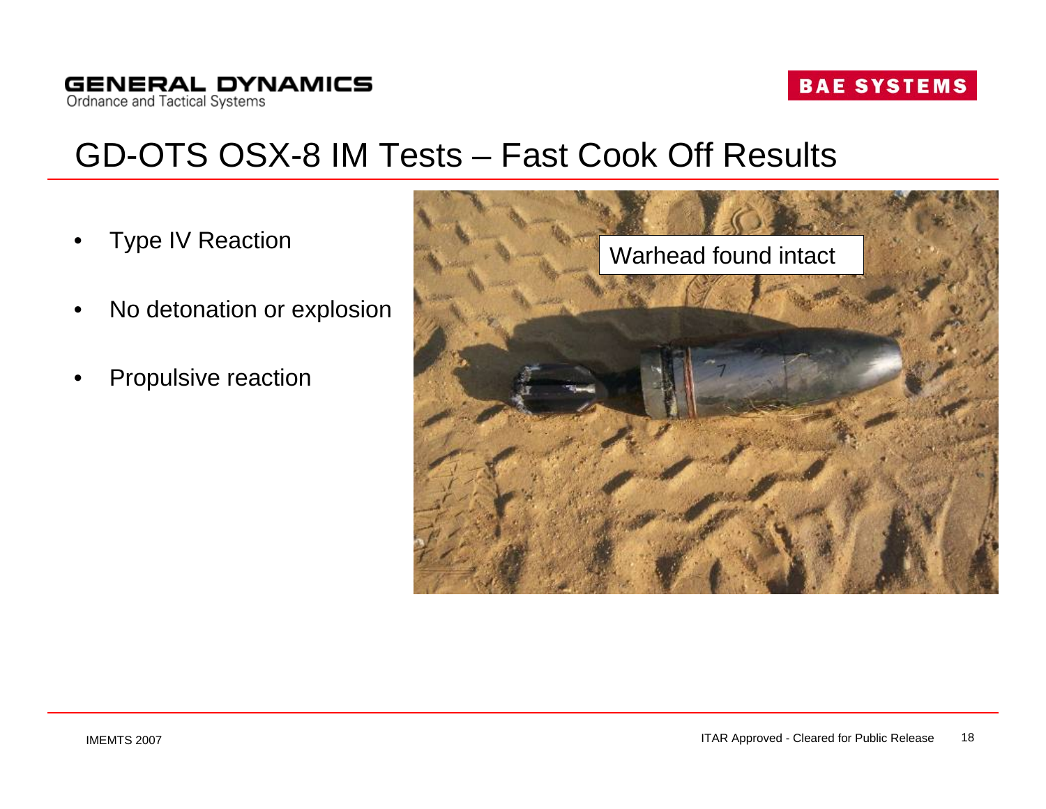# GD-OTS OSX-8 IM Tests – Fast Cook Off Results

- Type IV Reaction
- No detonation or explosion
- Propulsive reaction

Warhead found intact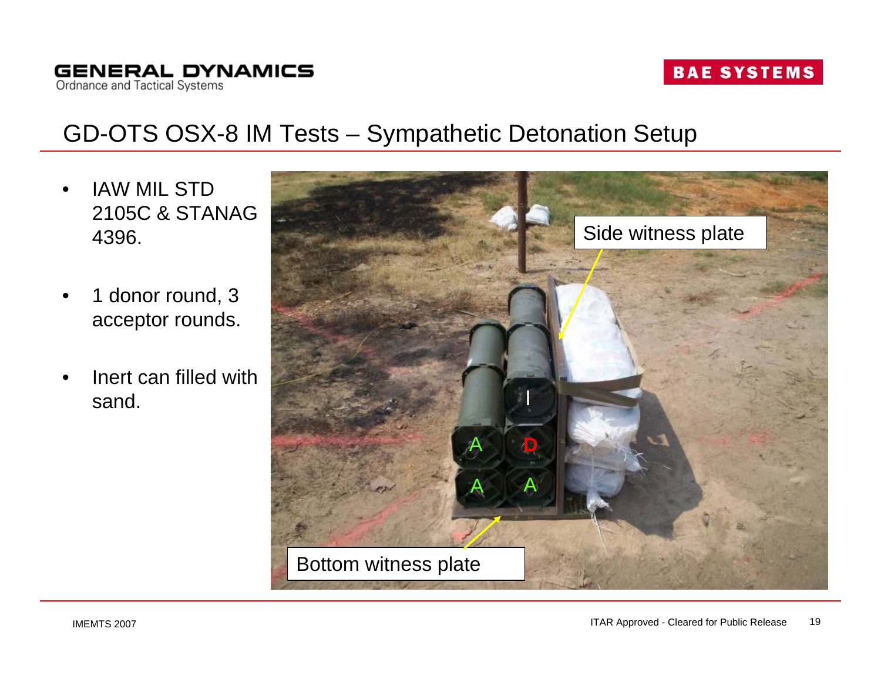# GD-OTS OSX-8 IM Tests – Sympathetic Detonation Setup

- IAW MIL STD 2105C & STANAG 4396.
- 1 donor round, 3 acceptor rounds.
- Inert can filled with sand.

Side witness plate

Bottom witness plate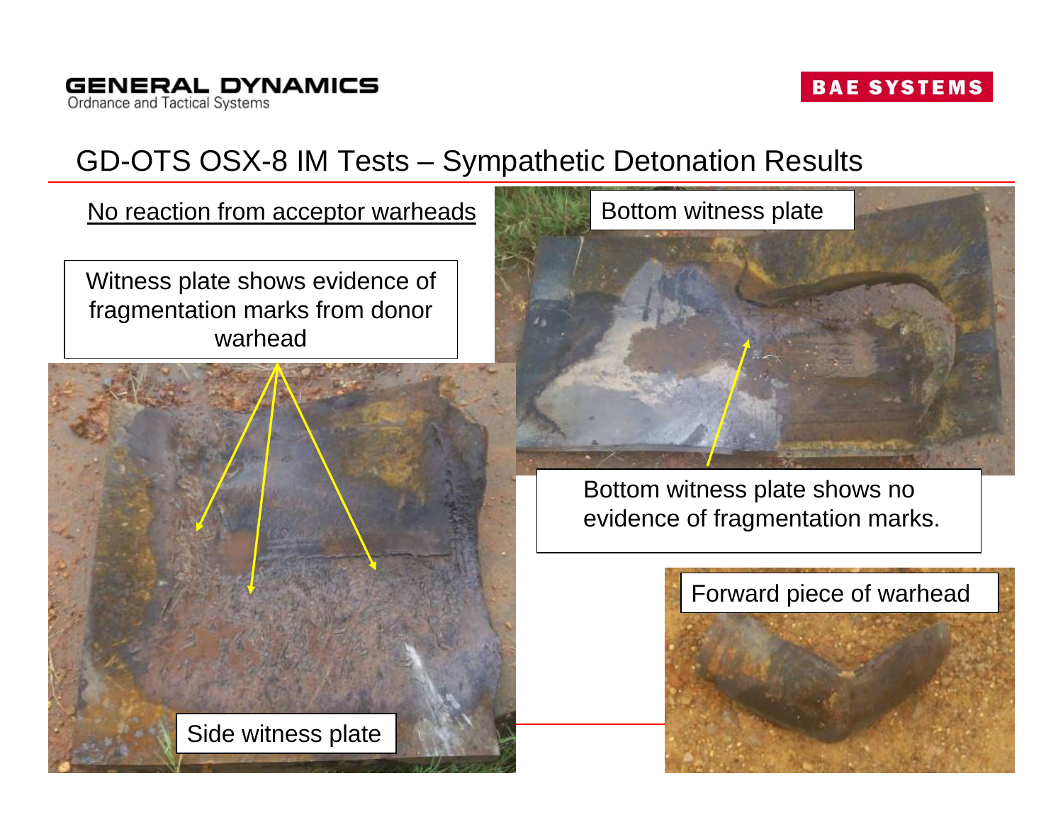## GD-OTS OSX-8 IM Tests – Sympathetic Detonation Results

No reaction from acceptor warheads

Witness plate shows evidence of fragmentation marks from donor warhead

Side witness plate

Bottom witness plate

Bottom witness plate shows no evidence of fragmentation marks.

Forward piece of warhead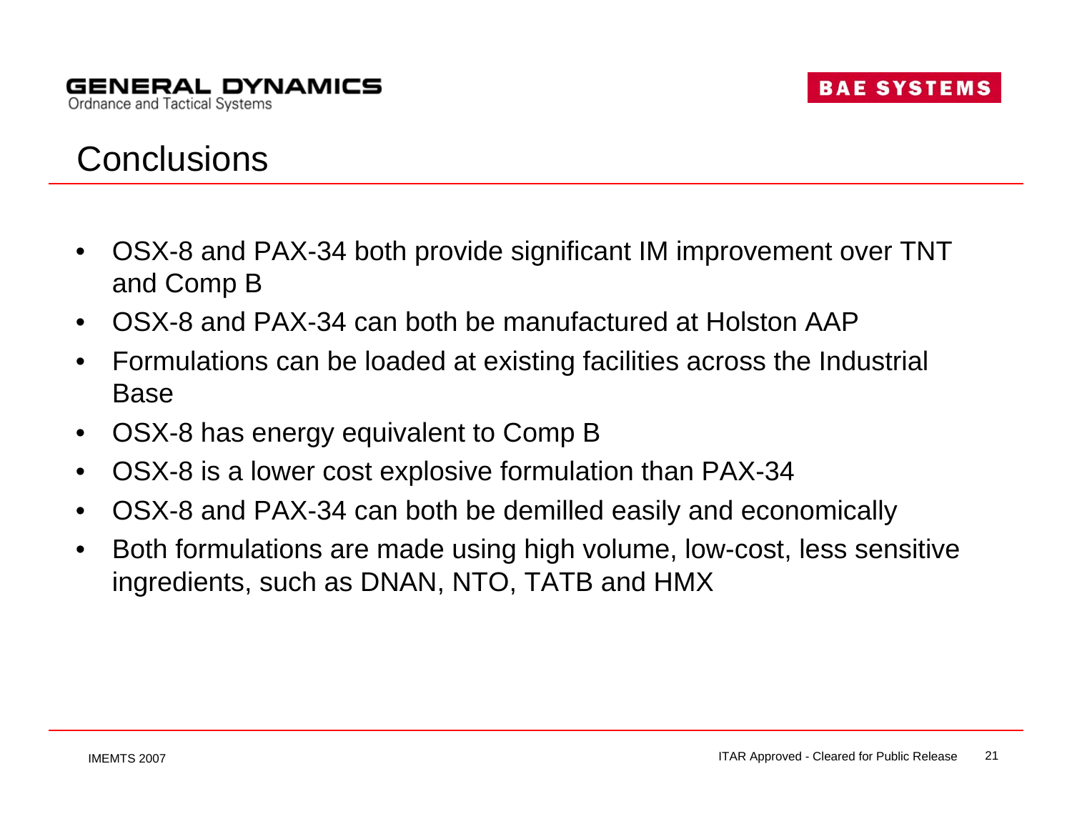# Conclusions

- OSX-8 and PAX-34 both provide significant IM improvement over TNT and Comp B
- OSX-8 and PAX-34 can both be manufactured at Holston AAP
- Formulations can be loaded at existing facilities across the Industrial Base
- OSX-8 has energy equivalent to Comp B
- OSX-8 is a lower cost explosive formulation than PAX-34
- OSX-8 and PAX-34 can both be demilled easily and economically
- Both formulations are made using high volume, low-cost, less sensitive ingredients, such as DNAN, NTO, TATB and HMX